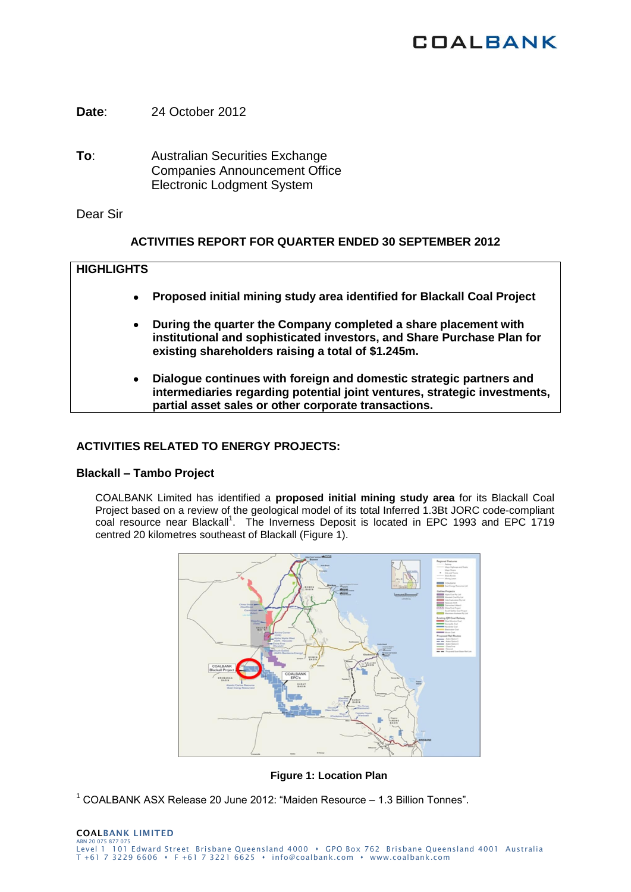COALBANK

**Date**: 24 October 2012

**To**: Australian Securities Exchange
Companies Announcement Office
Electronic Lodgment System

Dear Sir

## ACTIVITIES REPORT FOR QUARTER ENDED 30 SEPTEMBER 2012

**HIGHLIGHTS**

- **Proposed initial mining study area identified for Blackall Coal Project**
- **During the quarter the Company completed a share placement with institutional and sophisticated investors, and Share Purchase Plan for existing shareholders raising a total of $1.245m.**
- **Dialogue continues with foreign and domestic strategic partners and intermediaries regarding potential joint ventures, strategic investments, partial asset sales or other corporate transactions.**

## ACTIVITIES RELATED TO ENERGY PROJECTS:

### Blackall – Tambo Project

COALBANK Limited has identified a **proposed initial mining study area** for its Blackall Coal Project based on a review of the geological model of its total Inferred 1.3Bt JORC code-compliant coal resource near Blackall[1]. The Inverness Deposit is located in EPC 1993 and EPC 1719 centred 20 kilometres southeast of Blackall (Figure 1).

**Figure 1: Location Plan**

[1] COALBANK ASX Release 20 June 2012: "Maiden Resource – 1.3 Billion Tonnes".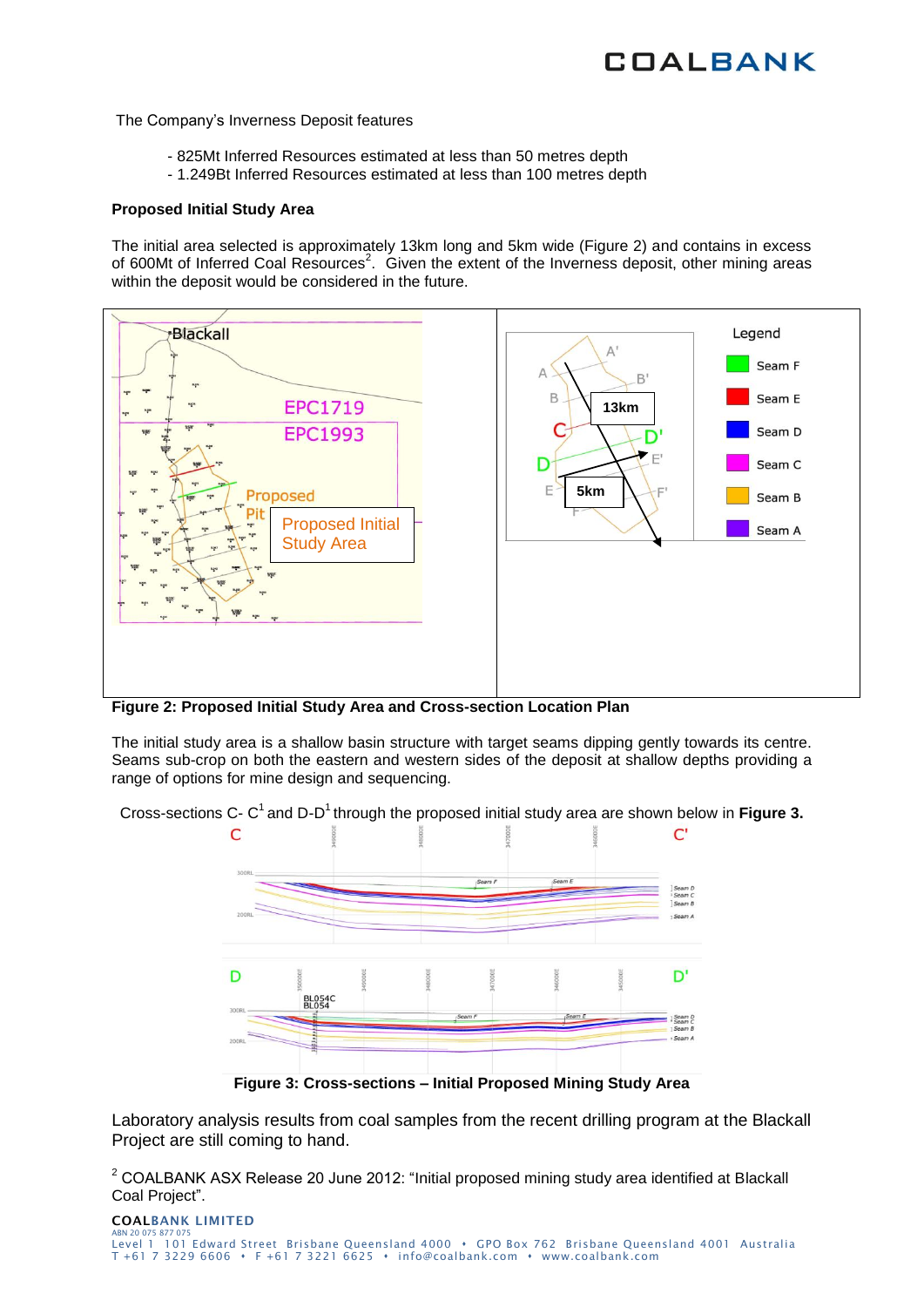The Company's Inverness Deposit features

- 825Mt Inferred Resources estimated at less than 50 metres depth
- 1.249Bt Inferred Resources estimated at less than 100 metres depth

**Proposed Initial Study Area**

The initial area selected is approximately 13km long and 5km wide (Figure 2) and contains in excess of 600Mt of Inferred Coal Resources[2]. Given the extent of the Inverness deposit, other mining areas within the deposit would be considered in the future.

**Figure 2: Proposed Initial Study Area and Cross-section Location Plan**

The initial study area is a shallow basin structure with target seams dipping gently towards its centre. Seams sub-crop on both the eastern and western sides of the deposit at shallow depths providing a range of options for mine design and sequencing.

Cross-sections C- C[1] and D-D[1] through the proposed initial study area are shown below in **Figure 3.**

**Figure 3: Cross-sections – Initial Proposed Mining Study Area**

Laboratory analysis results from coal samples from the recent drilling program at the Blackall Project are still coming to hand.

[2] COALBANK ASX Release 20 June 2012: "Initial proposed mining study area identified at Blackall Coal Project".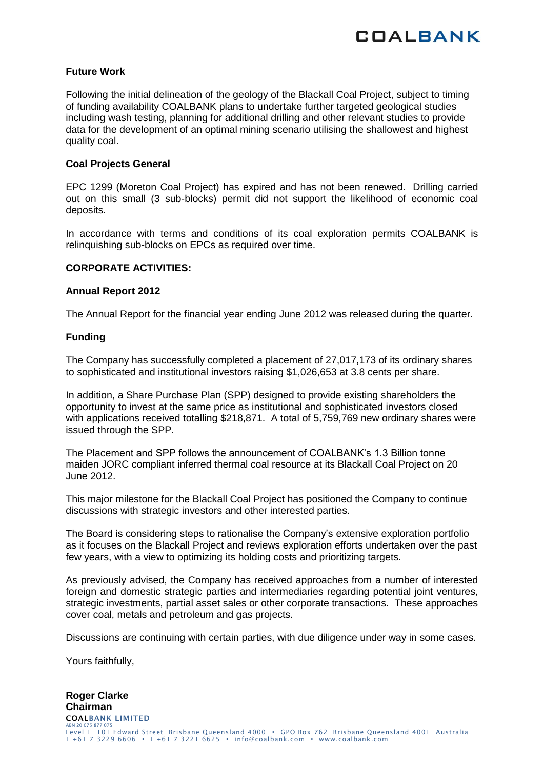**Future Work**

Following the initial delineation of the geology of the Blackall Coal Project, subject to timing of funding availability COALBANK plans to undertake further targeted geological studies including wash testing, planning for additional drilling and other relevant studies to provide data for the development of an optimal mining scenario utilising the shallowest and highest quality coal.

**Coal Projects General**

EPC 1299 (Moreton Coal Project) has expired and has not been renewed. Drilling carried out on this small (3 sub-blocks) permit did not support the likelihood of economic coal deposits.

In accordance with terms and conditions of its coal exploration permits COALBANK is relinquishing sub-blocks on EPCs as required over time.

**CORPORATE ACTIVITIES:**

**Annual Report 2012**

The Annual Report for the financial year ending June 2012 was released during the quarter.

**Funding**

The Company has successfully completed a placement of 27,017,173 of its ordinary shares to sophisticated and institutional investors raising $1,026,653 at 3.8 cents per share.

In addition, a Share Purchase Plan (SPP) designed to provide existing shareholders the opportunity to invest at the same price as institutional and sophisticated investors closed with applications received totalling $218,871. A total of 5,759,769 new ordinary shares were issued through the SPP.

The Placement and SPP follows the announcement of COALBANK's 1.3 Billion tonne maiden JORC compliant inferred thermal coal resource at its Blackall Coal Project on 20 June 2012.

This major milestone for the Blackall Coal Project has positioned the Company to continue discussions with strategic investors and other interested parties.

The Board is considering steps to rationalise the Company's extensive exploration portfolio as it focuses on the Blackall Project and reviews exploration efforts undertaken over the past few years, with a view to optimizing its holding costs and prioritizing targets.

As previously advised, the Company has received approaches from a number of interested foreign and domestic strategic parties and intermediaries regarding potential joint ventures, strategic investments, partial asset sales or other corporate transactions. These approaches cover coal, metals and petroleum and gas projects.

Discussions are continuing with certain parties, with due diligence under way in some cases.

Yours faithfully,

**Roger Clarke**
**Chairman**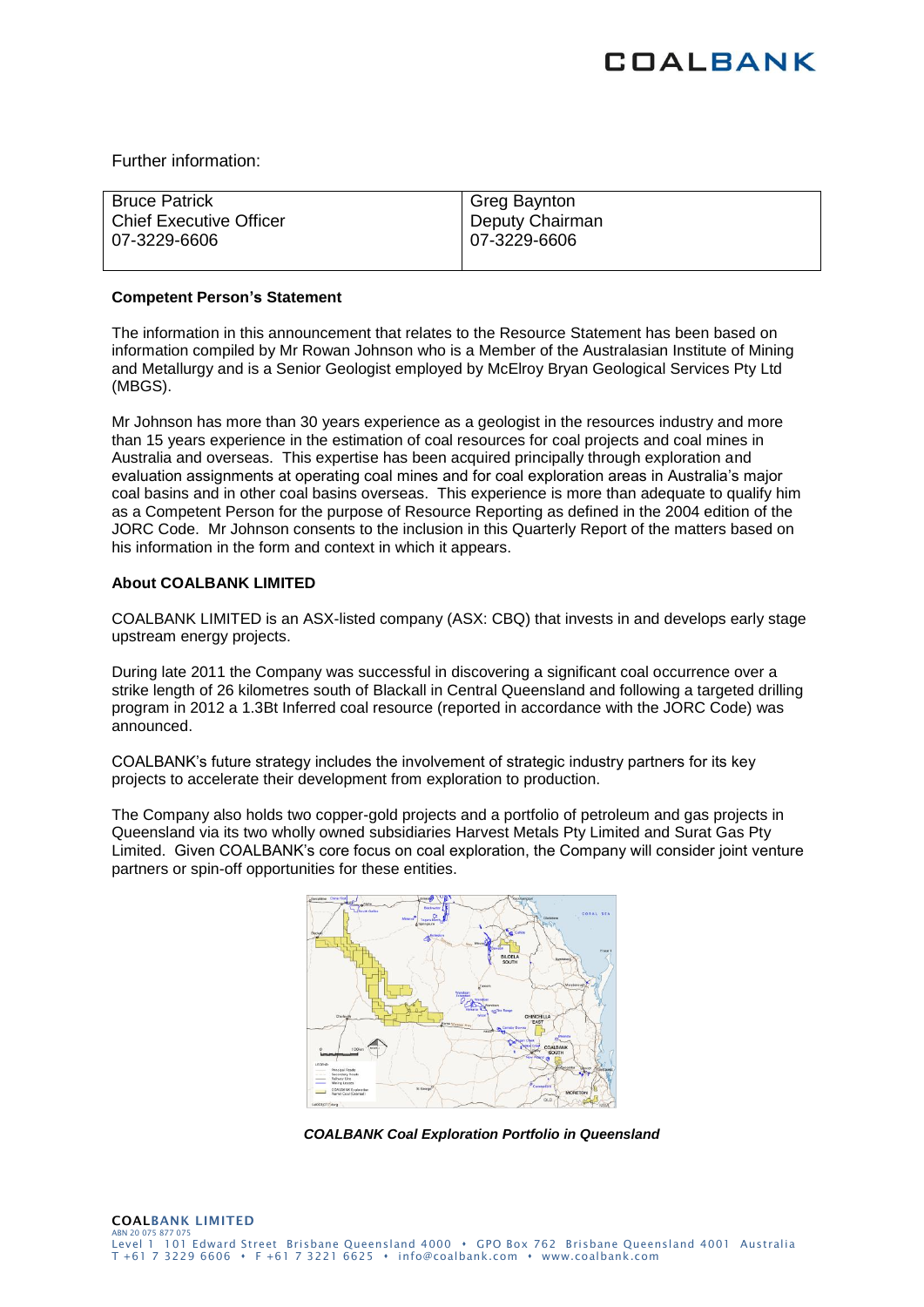Further information:

| | |
|---|---|
| Bruce Patrick<br>Chief Executive Officer<br>07-3229-6606 | Greg Baynton<br>Deputy Chairman<br>07-3229-6606 |

**Competent Person's Statement**

The information in this announcement that relates to the Resource Statement has been based on information compiled by Mr Rowan Johnson who is a Member of the Australasian Institute of Mining and Metallurgy and is a Senior Geologist employed by McElroy Bryan Geological Services Pty Ltd (MBGS).

Mr Johnson has more than 30 years experience as a geologist in the resources industry and more than 15 years experience in the estimation of coal resources for coal projects and coal mines in Australia and overseas. This expertise has been acquired principally through exploration and evaluation assignments at operating coal mines and for coal exploration areas in Australia's major coal basins and in other coal basins overseas. This experience is more than adequate to qualify him as a Competent Person for the purpose of Resource Reporting as defined in the 2004 edition of the JORC Code. Mr Johnson consents to the inclusion in this Quarterly Report of the matters based on his information in the form and context in which it appears.

**About COALBANK LIMITED**

COALBANK LIMITED is an ASX-listed company (ASX: CBQ) that invests in and develops early stage upstream energy projects.

During late 2011 the Company was successful in discovering a significant coal occurrence over a strike length of 26 kilometres south of Blackall in Central Queensland and following a targeted drilling program in 2012 a 1.3Bt Inferred coal resource (reported in accordance with the JORC Code) was announced.

COALBANK's future strategy includes the involvement of strategic industry partners for its key projects to accelerate their development from exploration to production.

The Company also holds two copper-gold projects and a portfolio of petroleum and gas projects in Queensland via its two wholly owned subsidiaries Harvest Metals Pty Limited and Surat Gas Pty Limited. Given COALBANK's core focus on coal exploration, the Company will consider joint venture partners or spin-off opportunities for these entities.

***COALBANK Coal Exploration Portfolio in Queensland***

**COALBANK LIMITED**
ABN 20 075 877 075
Level 1 101 Edward Street Brisbane Queensland 4000 • GPO Box 762 Brisbane Queensland 4001 Australia
T +61 7 3229 6606 • F +61 7 3221 6625 • info@coalbank.com • www.coalbank.com